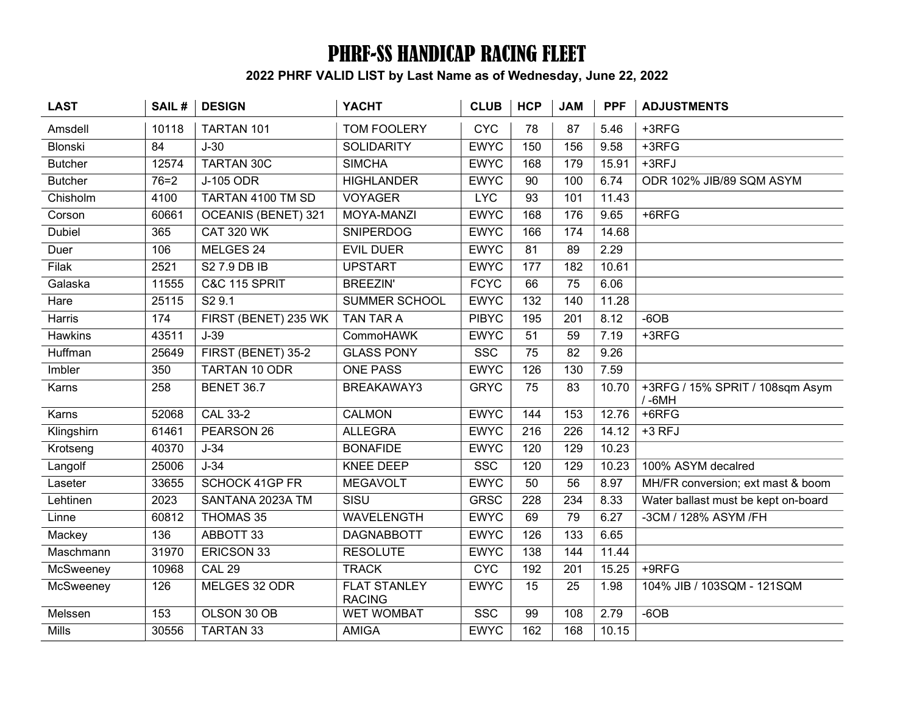# PHRF-SS HANDICAP RACING FLEET

## 2022 PHRF VALID LIST by Last Name as of Wednesday, June 22, 2022

| LAST | SAIL # | DESIGN | YACHT | CLUB | HCP | JAM | PPF | ADJUSTMENTS |
|---|---|---|---|---|---|---|---|---|
| Amsdell | 10118 | TARTAN 101 | TOM FOOLERY | CYC | 78 | 87 | 5.46 | +3RFG |
| Blonski | 84 | J-30 | SOLIDARITY | EWYC | 150 | 156 | 9.58 | +3RFG |
| Butcher | 12574 | TARTAN 30C | SIMCHA | EWYC | 168 | 179 | 15.91 | +3RFJ |
| Butcher | 76=2 | J-105 ODR | HIGHLANDER | EWYC | 90 | 100 | 6.74 | ODR 102% JIB/89 SQM ASYM |
| Chisholm | 4100 | TARTAN 4100 TM SD | VOYAGER | LYC | 93 | 101 | 11.43 | |
| Corson | 60661 | OCEANIS (BENET) 321 | MOYA-MANZI | EWYC | 168 | 176 | 9.65 | +6RFG |
| Dubiel | 365 | CAT 320 WK | SNIPERDOG | EWYC | 166 | 174 | 14.68 | |
| Duer | 106 | MELGES 24 | EVIL DUER | EWYC | 81 | 89 | 2.29 | |
| Filak | 2521 | S2 7.9 DB IB | UPSTART | EWYC | 177 | 182 | 10.61 | |
| Galaska | 11555 | C&C 115 SPRIT | BREEZIN' | FCYC | 66 | 75 | 6.06 | |
| Hare | 25115 | S2 9.1 | SUMMER SCHOOL | EWYC | 132 | 140 | 11.28 | |
| Harris | 174 | FIRST (BENET) 235 WK | TAN TAR A | PIBYC | 195 | 201 | 8.12 | -6OB |
| Hawkins | 43511 | J-39 | CommoHAWK | EWYC | 51 | 59 | 7.19 | +3RFG |
| Huffman | 25649 | FIRST (BENET) 35-2 | GLASS PONY | SSC | 75 | 82 | 9.26 | |
| Imbler | 350 | TARTAN 10 ODR | ONE PASS | EWYC | 126 | 130 | 7.59 | |
| Karns | 258 | BENET 36.7 | BREAKAWAY3 | GRYC | 75 | 83 | 10.70 | +3RFG / 15% SPRIT / 108sqm Asym / -6MH |
| Karns | 52068 | CAL 33-2 | CALMON | EWYC | 144 | 153 | 12.76 | +6RFG |
| Klingshirn | 61461 | PEARSON 26 | ALLEGRA | EWYC | 216 | 226 | 14.12 | +3 RFJ |
| Krotseng | 40370 | J-34 | BONAFIDE | EWYC | 120 | 129 | 10.23 | |
| Langolf | 25006 | J-34 | KNEE DEEP | SSC | 120 | 129 | 10.23 | 100% ASYM decalred |
| Laseter | 33655 | SCHOCK 41GP FR | MEGAVOLT | EWYC | 50 | 56 | 8.97 | MH/FR conversion; ext mast & boom |
| Lehtinen | 2023 | SANTANA 2023A TM | SISU | GRSC | 228 | 234 | 8.33 | Water ballast must be kept on-board |
| Linne | 60812 | THOMAS 35 | WAVELENGTH | EWYC | 69 | 79 | 6.27 | -3CM / 128% ASYM /FH |
| Mackey | 136 | ABBOTT 33 | DAGNABBOTT | EWYC | 126 | 133 | 6.65 | |
| Maschmann | 31970 | ERICSON 33 | RESOLUTE | EWYC | 138 | 144 | 11.44 | |
| McSweeney | 10968 | CAL 29 | TRACK | CYC | 192 | 201 | 15.25 | +9RFG |
| McSweeney | 126 | MELGES 32 ODR | FLAT STANLEY RACING | EWYC | 15 | 25 | 1.98 | 104% JIB / 103SQM - 121SQM |
| Melssen | 153 | OLSON 30 OB | WET WOMBAT | SSC | 99 | 108 | 2.79 | -6OB |
| Mills | 30556 | TARTAN 33 | AMIGA | EWYC | 162 | 168 | 10.15 | |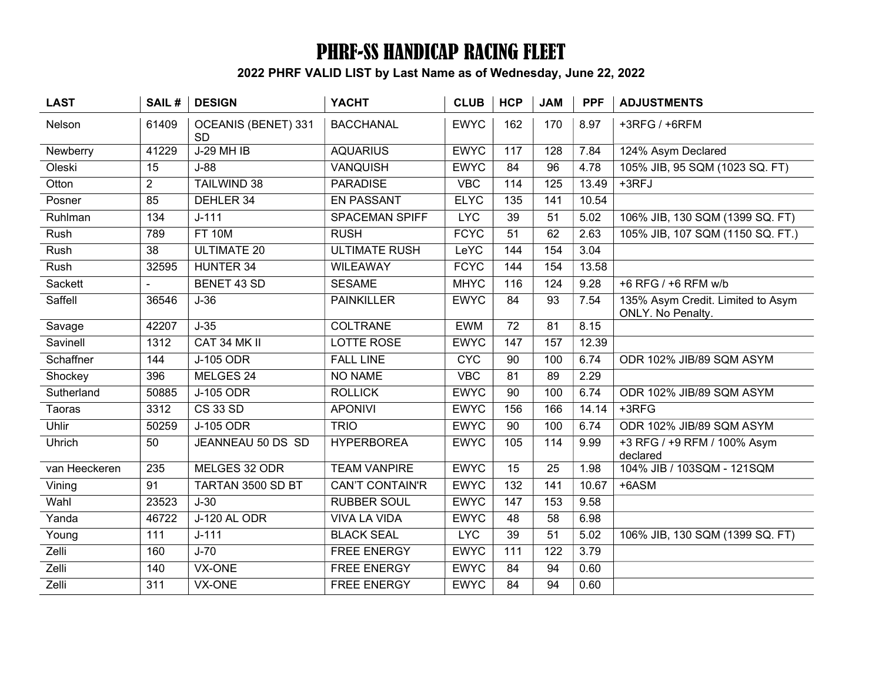# PHRF-SS HANDICAP RACING FLEET

**2022 PHRF VALID LIST by Last Name as of Wednesday, June 22, 2022**

| LAST | SAIL # | DESIGN | YACHT | CLUB | HCP | JAM | PPF | ADJUSTMENTS |
|---|---|---|---|---|---|---|---|---|
| Nelson | 61409 | OCEANIS (BENET) 331 SD | BACCHANAL | EWYC | 162 | 170 | 8.97 | +3RFG / +6RFM |
| Newberry | 41229 | J-29 MH IB | AQUARIUS | EWYC | 117 | 128 | 7.84 | 124% Asym Declared |
| Oleski | 15 | J-88 | VANQUISH | EWYC | 84 | 96 | 4.78 | 105% JIB, 95 SQM (1023 SQ. FT) |
| Otton | 2 | TAILWIND 38 | PARADISE | VBC | 114 | 125 | 13.49 | +3RFJ |
| Posner | 85 | DEHLER 34 | EN PASSANT | ELYC | 135 | 141 | 10.54 | |
| Ruhlman | 134 | J-111 | SPACEMAN SPIFF | LYC | 39 | 51 | 5.02 | 106% JIB, 130 SQM (1399 SQ. FT) |
| Rush | 789 | FT 10M | RUSH | FCYC | 51 | 62 | 2.63 | 105% JIB, 107 SQM (1150 SQ. FT.) |
| Rush | 38 | ULTIMATE 20 | ULTIMATE RUSH | LeYC | 144 | 154 | 3.04 | |
| Rush | 32595 | HUNTER 34 | WILEAWAY | FCYC | 144 | 154 | 13.58 | |
| Sackett | - | BENET 43 SD | SESAME | MHYC | 116 | 124 | 9.28 | +6 RFG / +6 RFM w/b |
| Saffell | 36546 | J-36 | PAINKILLER | EWYC | 84 | 93 | 7.54 | 135% Asym Credit. Limited to Asym ONLY. No Penalty. |
| Savage | 42207 | J-35 | COLTRANE | EWM | 72 | 81 | 8.15 | |
| Savinell | 1312 | CAT 34 MK II | LOTTE ROSE | EWYC | 147 | 157 | 12.39 | |
| Schaffner | 144 | J-105 ODR | FALL LINE | CYC | 90 | 100 | 6.74 | ODR 102% JIB/89 SQM ASYM |
| Shockey | 396 | MELGES 24 | NO NAME | VBC | 81 | 89 | 2.29 | |
| Sutherland | 50885 | J-105 ODR | ROLLICK | EWYC | 90 | 100 | 6.74 | ODR 102% JIB/89 SQM ASYM |
| Taoras | 3312 | CS 33 SD | APONIVI | EWYC | 156 | 166 | 14.14 | +3RFG |
| Uhlir | 50259 | J-105 ODR | TRIO | EWYC | 90 | 100 | 6.74 | ODR 102% JIB/89 SQM ASYM |
| Uhrich | 50 | JEANNEAU 50 DS SD | HYPERBOREA | EWYC | 105 | 114 | 9.99 | +3 RFG / +9 RFM / 100% Asym declared |
| van Heeckeren | 235 | MELGES 32 ODR | TEAM VANPIRE | EWYC | 15 | 25 | 1.98 | 104% JIB / 103SQM - 121SQM |
| Vining | 91 | TARTAN 3500 SD BT | CAN'T CONTAIN'R | EWYC | 132 | 141 | 10.67 | +6ASM |
| Wahl | 23523 | J-30 | RUBBER SOUL | EWYC | 147 | 153 | 9.58 | |
| Yanda | 46722 | J-120 AL ODR | VIVA LA VIDA | EWYC | 48 | 58 | 6.98 | |
| Young | 111 | J-111 | BLACK SEAL | LYC | 39 | 51 | 5.02 | 106% JIB, 130 SQM (1399 SQ. FT) |
| Zelli | 160 | J-70 | FREE ENERGY | EWYC | 111 | 122 | 3.79 | |
| Zelli | 140 | VX-ONE | FREE ENERGY | EWYC | 84 | 94 | 0.60 | |
| Zelli | 311 | VX-ONE | FREE ENERGY | EWYC | 84 | 94 | 0.60 | |